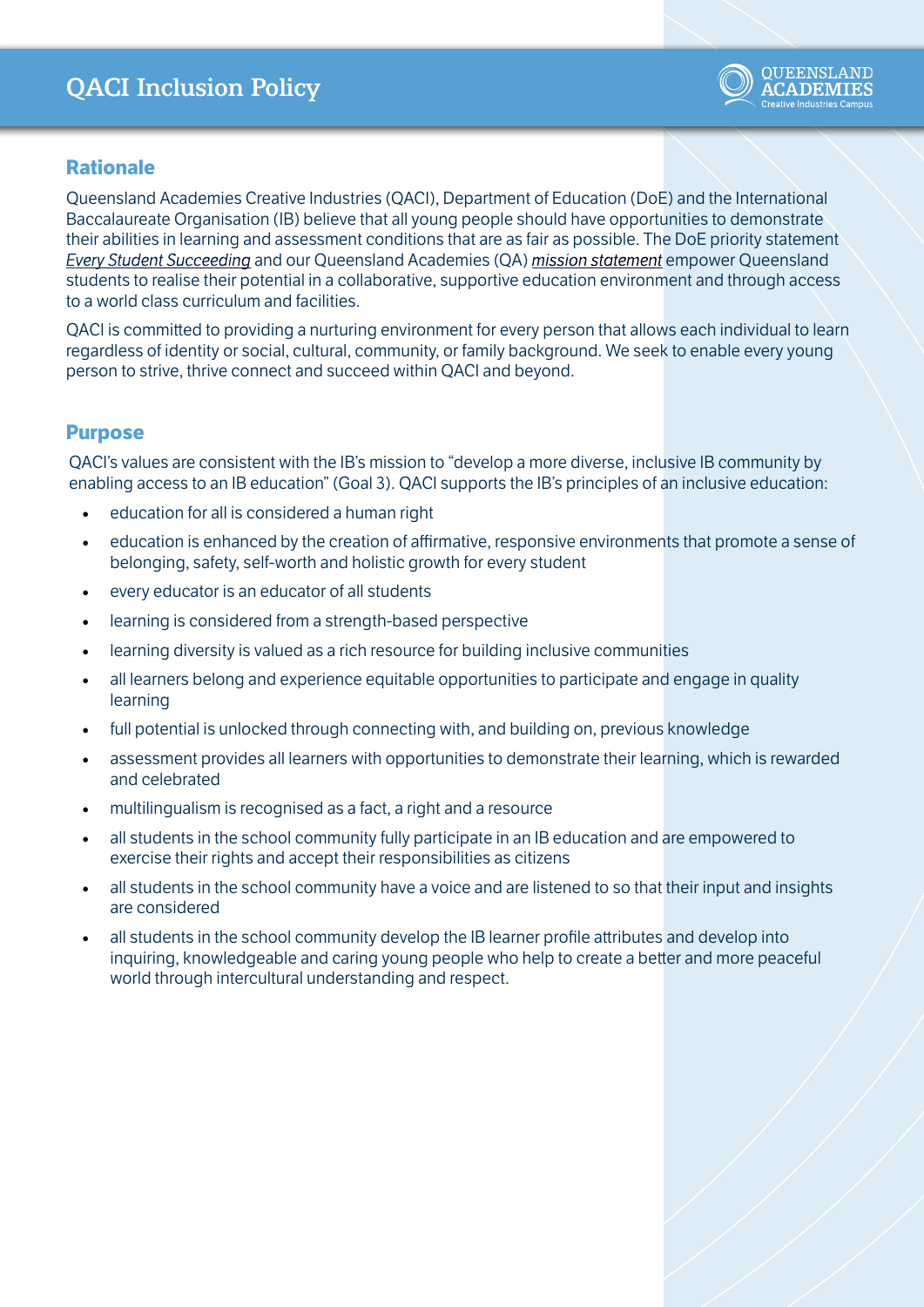# QACI Inclusion Policy

## Rationale

Queensland Academies Creative Industries (QACI), Department of Education (DoE) and the International Baccalaureate Organisation (IB) believe that all young people should have opportunities to demonstrate their abilities in learning and assessment conditions that are as fair as possible. The DoE priority statement *Every Student Succeeding* and our Queensland Academies (QA) *mission statement* empower Queensland students to realise their potential in a collaborative, supportive education environment and through access to a world class curriculum and facilities.

QACI is committed to providing a nurturing environment for every person that allows each individual to learn regardless of identity or social, cultural, community, or family background. We seek to enable every young person to strive, thrive connect and succeed within QACI and beyond.

## Purpose

QACI's values are consistent with the IB's mission to "develop a more diverse, inclusive IB community by enabling access to an IB education" (Goal 3). QACI supports the IB's principles of an inclusive education:

- education for all is considered a human right
- education is enhanced by the creation of affirmative, responsive environments that promote a sense of belonging, safety, self-worth and holistic growth for every student
- every educator is an educator of all students
- learning is considered from a strength-based perspective
- learning diversity is valued as a rich resource for building inclusive communities
- all learners belong and experience equitable opportunities to participate and engage in quality learning
- full potential is unlocked through connecting with, and building on, previous knowledge
- assessment provides all learners with opportunities to demonstrate their learning, which is rewarded and celebrated
- multilingualism is recognised as a fact, a right and a resource
- all students in the school community fully participate in an IB education and are empowered to exercise their rights and accept their responsibilities as citizens
- all students in the school community have a voice and are listened to so that their input and insights are considered
- all students in the school community develop the IB learner profile attributes and develop into inquiring, knowledgeable and caring young people who help to create a better and more peaceful world through intercultural understanding and respect.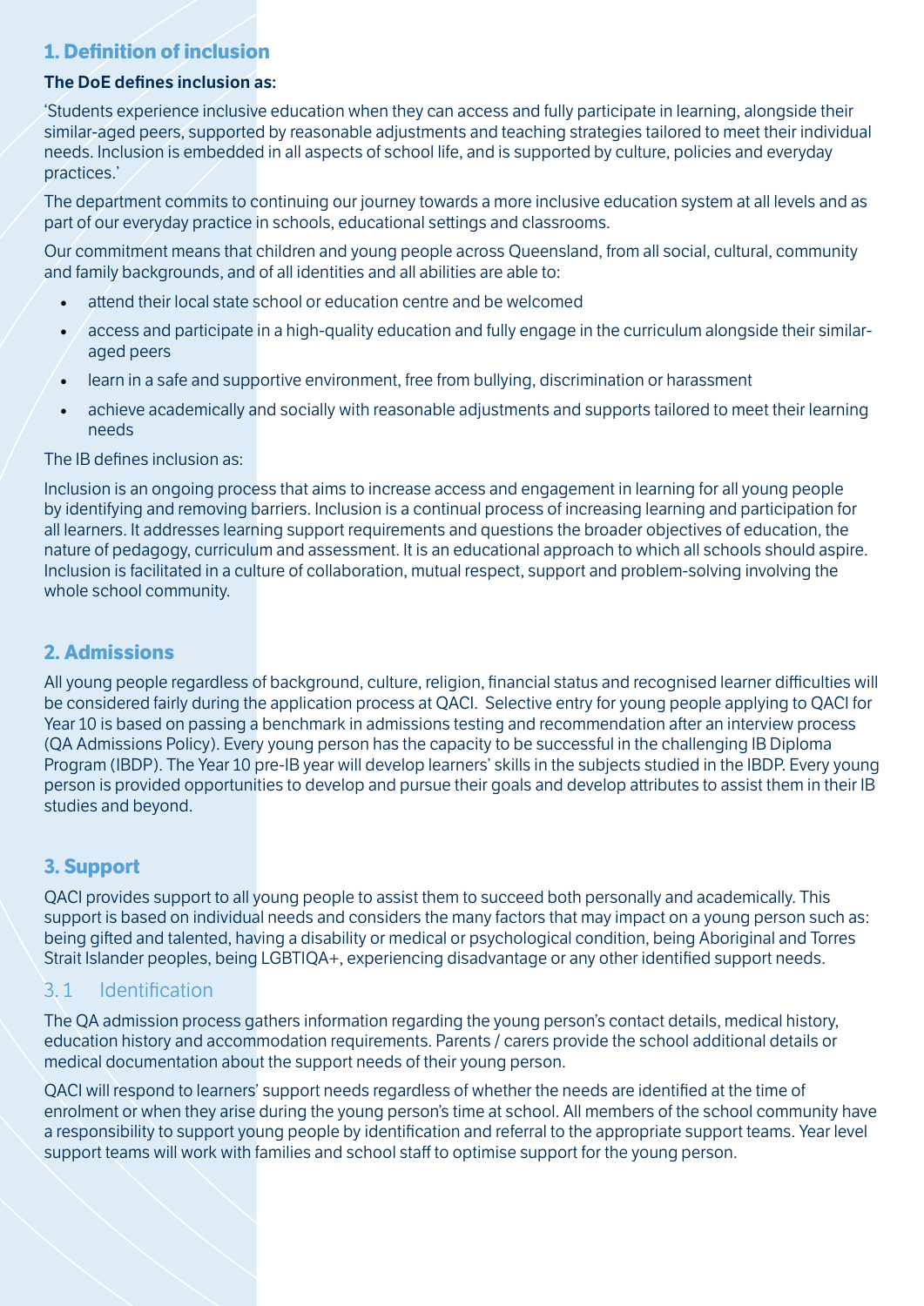## 1. Definition of inclusion

**The DoE defines inclusion as:**

'Students experience inclusive education when they can access and fully participate in learning, alongside their similar-aged peers, supported by reasonable adjustments and teaching strategies tailored to meet their individual needs. Inclusion is embedded in all aspects of school life, and is supported by culture, policies and everyday practices.'

The department commits to continuing our journey towards a more inclusive education system at all levels and as part of our everyday practice in schools, educational settings and classrooms.

Our commitment means that children and young people across Queensland, from all social, cultural, community and family backgrounds, and of all identities and all abilities are able to:

- attend their local state school or education centre and be welcomed
- access and participate in a high-quality education and fully engage in the curriculum alongside their similar-aged peers
- learn in a safe and supportive environment, free from bullying, discrimination or harassment
- achieve academically and socially with reasonable adjustments and supports tailored to meet their learning needs

The IB defines inclusion as:

Inclusion is an ongoing process that aims to increase access and engagement in learning for all young people by identifying and removing barriers. Inclusion is a continual process of increasing learning and participation for all learners. It addresses learning support requirements and questions the broader objectives of education, the nature of pedagogy, curriculum and assessment. It is an educational approach to which all schools should aspire. Inclusion is facilitated in a culture of collaboration, mutual respect, support and problem-solving involving the whole school community.

## 2. Admissions

All young people regardless of background, culture, religion, financial status and recognised learner difficulties will be considered fairly during the application process at QACI. Selective entry for young people applying to QACI for Year 10 is based on passing a benchmark in admissions testing and recommendation after an interview process (QA Admissions Policy). Every young person has the capacity to be successful in the challenging IB Diploma Program (IBDP). The Year 10 pre-IB year will develop learners' skills in the subjects studied in the IBDP. Every young person is provided opportunities to develop and pursue their goals and develop attributes to assist them in their IB studies and beyond.

## 3. Support

QACI provides support to all young people to assist them to succeed both personally and academically. This support is based on individual needs and considers the many factors that may impact on a young person such as: being gifted and talented, having a disability or medical or psychological condition, being Aboriginal and Torres Strait Islander peoples, being LGBTIQA+, experiencing disadvantage or any other identified support needs.

### 3.1 Identification

The QA admission process gathers information regarding the young person's contact details, medical history, education history and accommodation requirements. Parents / carers provide the school additional details or medical documentation about the support needs of their young person.

QACI will respond to learners' support needs regardless of whether the needs are identified at the time of enrolment or when they arise during the young person's time at school. All members of the school community have a responsibility to support young people by identification and referral to the appropriate support teams. Year level support teams will work with families and school staff to optimise support for the young person.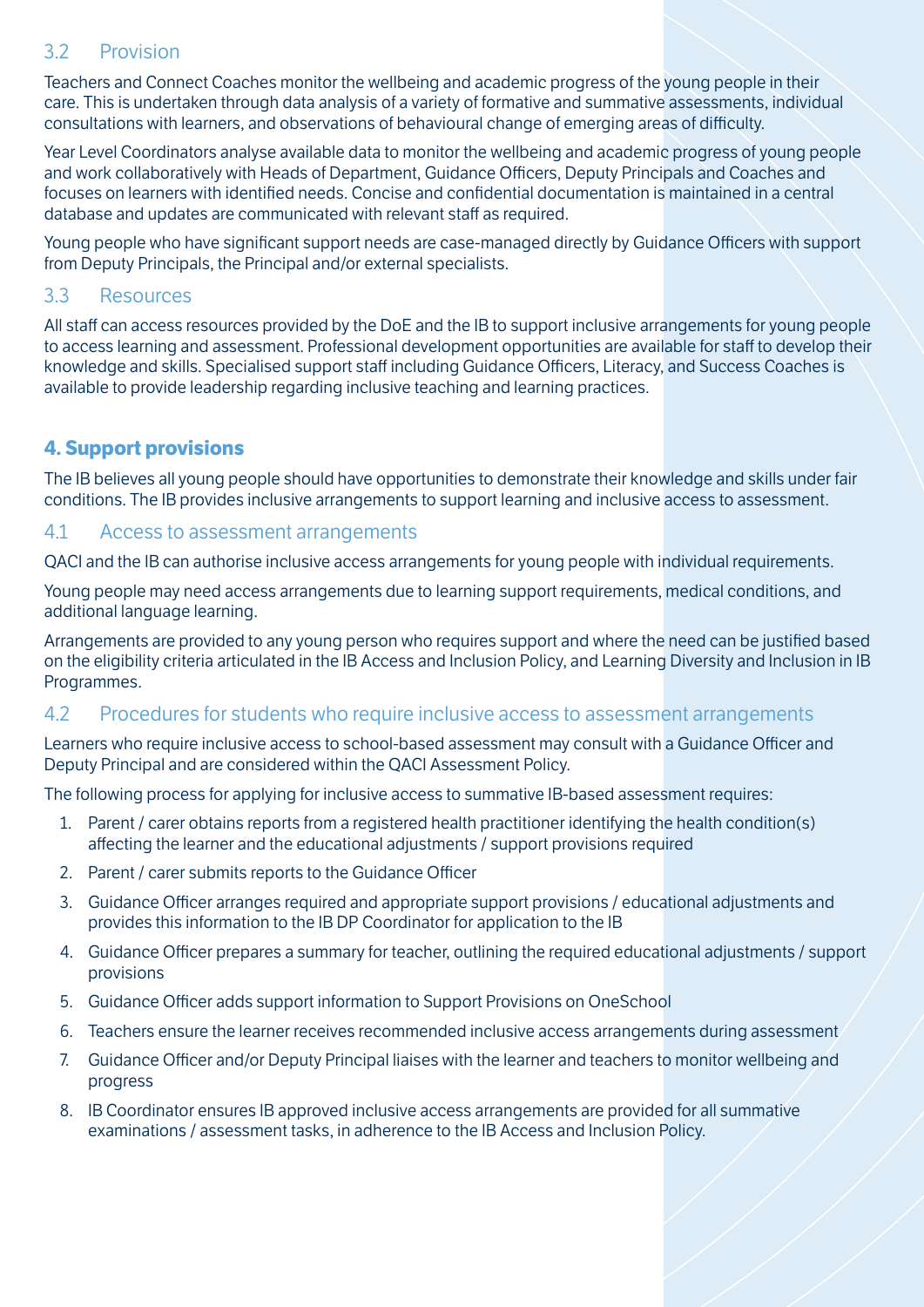### 3.2 Provision

Teachers and Connect Coaches monitor the wellbeing and academic progress of the young people in their care. This is undertaken through data analysis of a variety of formative and summative assessments, individual consultations with learners, and observations of behavioural change of emerging areas of difficulty.

Year Level Coordinators analyse available data to monitor the wellbeing and academic progress of young people and work collaboratively with Heads of Department, Guidance Officers, Deputy Principals and Coaches and focuses on learners with identified needs. Concise and confidential documentation is maintained in a central database and updates are communicated with relevant staff as required.

Young people who have significant support needs are case-managed directly by Guidance Officers with support from Deputy Principals, the Principal and/or external specialists.

### 3.3 Resources

All staff can access resources provided by the DoE and the IB to support inclusive arrangements for young people to access learning and assessment. Professional development opportunities are available for staff to develop their knowledge and skills. Specialised support staff including Guidance Officers, Literacy, and Success Coaches is available to provide leadership regarding inclusive teaching and learning practices.

## 4. Support provisions

The IB believes all young people should have opportunities to demonstrate their knowledge and skills under fair conditions. The IB provides inclusive arrangements to support learning and inclusive access to assessment.

### 4.1 Access to assessment arrangements

QACI and the IB can authorise inclusive access arrangements for young people with individual requirements.

Young people may need access arrangements due to learning support requirements, medical conditions, and additional language learning.

Arrangements are provided to any young person who requires support and where the need can be justified based on the eligibility criteria articulated in the IB Access and Inclusion Policy, and Learning Diversity and Inclusion in IB Programmes.

### 4.2 Procedures for students who require inclusive access to assessment arrangements

Learners who require inclusive access to school-based assessment may consult with a Guidance Officer and Deputy Principal and are considered within the QACI Assessment Policy.

The following process for applying for inclusive access to summative IB-based assessment requires:

1. Parent / carer obtains reports from a registered health practitioner identifying the health condition(s) affecting the learner and the educational adjustments / support provisions required
2. Parent / carer submits reports to the Guidance Officer
3. Guidance Officer arranges required and appropriate support provisions / educational adjustments and provides this information to the IB DP Coordinator for application to the IB
4. Guidance Officer prepares a summary for teacher, outlining the required educational adjustments / support provisions
5. Guidance Officer adds support information to Support Provisions on OneSchool
6. Teachers ensure the learner receives recommended inclusive access arrangements during assessment
7. Guidance Officer and/or Deputy Principal liaises with the learner and teachers to monitor wellbeing and progress
8. IB Coordinator ensures IB approved inclusive access arrangements are provided for all summative examinations / assessment tasks, in adherence to the IB Access and Inclusion Policy.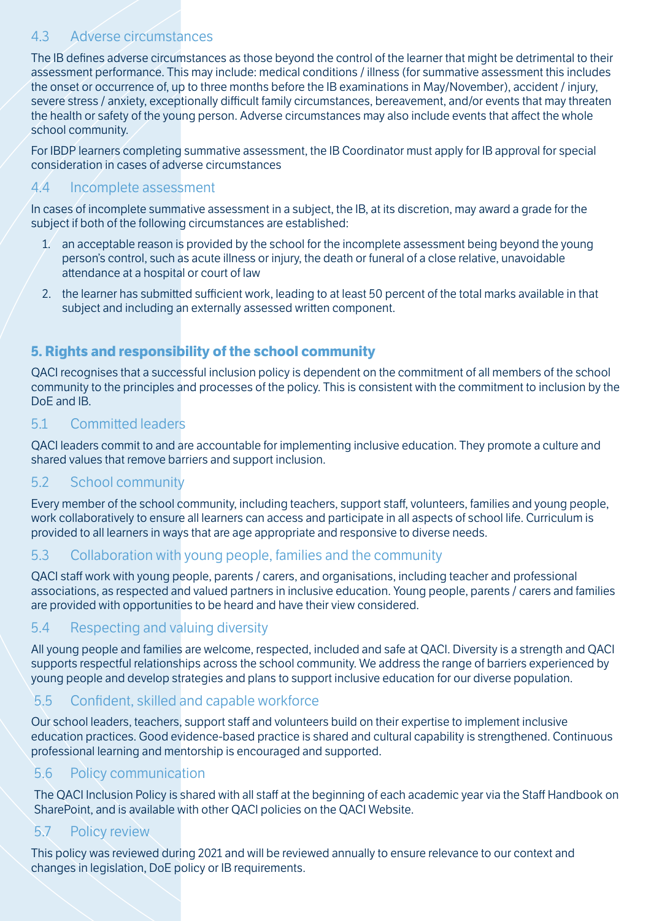### 4.3 Adverse circumstances

The IB defines adverse circumstances as those beyond the control of the learner that might be detrimental to their assessment performance. This may include: medical conditions / illness (for summative assessment this includes the onset or occurrence of, up to three months before the IB examinations in May/November), accident / injury, severe stress / anxiety, exceptionally difficult family circumstances, bereavement, and/or events that may threaten the health or safety of the young person. Adverse circumstances may also include events that affect the whole school community.

For IBDP learners completing summative assessment, the IB Coordinator must apply for IB approval for special consideration in cases of adverse circumstances

### 4.4 Incomplete assessment

In cases of incomplete summative assessment in a subject, the IB, at its discretion, may award a grade for the subject if both of the following circumstances are established:

1. an acceptable reason is provided by the school for the incomplete assessment being beyond the young person's control, such as acute illness or injury, the death or funeral of a close relative, unavoidable attendance at a hospital or court of law
2. the learner has submitted sufficient work, leading to at least 50 percent of the total marks available in that subject and including an externally assessed written component.

## 5. Rights and responsibility of the school community

QACI recognises that a successful inclusion policy is dependent on the commitment of all members of the school community to the principles and processes of the policy. This is consistent with the commitment to inclusion by the DoE and IB.

### 5.1 Committed leaders

QACI leaders commit to and are accountable for implementing inclusive education. They promote a culture and shared values that remove barriers and support inclusion.

### 5.2 School community

Every member of the school community, including teachers, support staff, volunteers, families and young people, work collaboratively to ensure all learners can access and participate in all aspects of school life. Curriculum is provided to all learners in ways that are age appropriate and responsive to diverse needs.

### 5.3 Collaboration with young people, families and the community

QACI staff work with young people, parents / carers, and organisations, including teacher and professional associations, as respected and valued partners in inclusive education. Young people, parents / carers and families are provided with opportunities to be heard and have their view considered.

### 5.4 Respecting and valuing diversity

All young people and families are welcome, respected, included and safe at QACI. Diversity is a strength and QACI supports respectful relationships across the school community. We address the range of barriers experienced by young people and develop strategies and plans to support inclusive education for our diverse population.

### 5.5 Confident, skilled and capable workforce

Our school leaders, teachers, support staff and volunteers build on their expertise to implement inclusive education practices. Good evidence-based practice is shared and cultural capability is strengthened. Continuous professional learning and mentorship is encouraged and supported.

### 5.6 Policy communication

The QACI Inclusion Policy is shared with all staff at the beginning of each academic year via the Staff Handbook on SharePoint, and is available with other QACI policies on the QACI Website.

### 5.7 Policy review

This policy was reviewed during 2021 and will be reviewed annually to ensure relevance to our context and changes in legislation, DoE policy or IB requirements.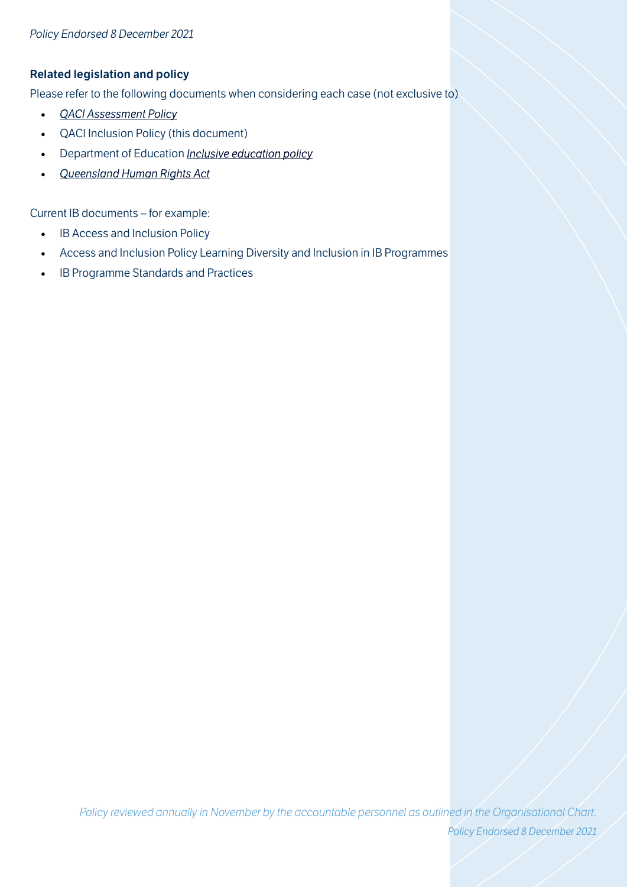### Related legislation and policy

Please refer to the following documents when considering each case (not exclusive to)

- *QACI Assessment Policy*
- QACI Inclusion Policy (this document)
- Department of Education *Inclusive education policy*
- *Queensland Human Rights Act*

Current IB documents – for example:

- IB Access and Inclusion Policy
- Access and Inclusion Policy Learning Diversity and Inclusion in IB Programmes
- IB Programme Standards and Practices

*Policy reviewed annually in November by the accountable personnel as outlined in the Organisational Chart.*